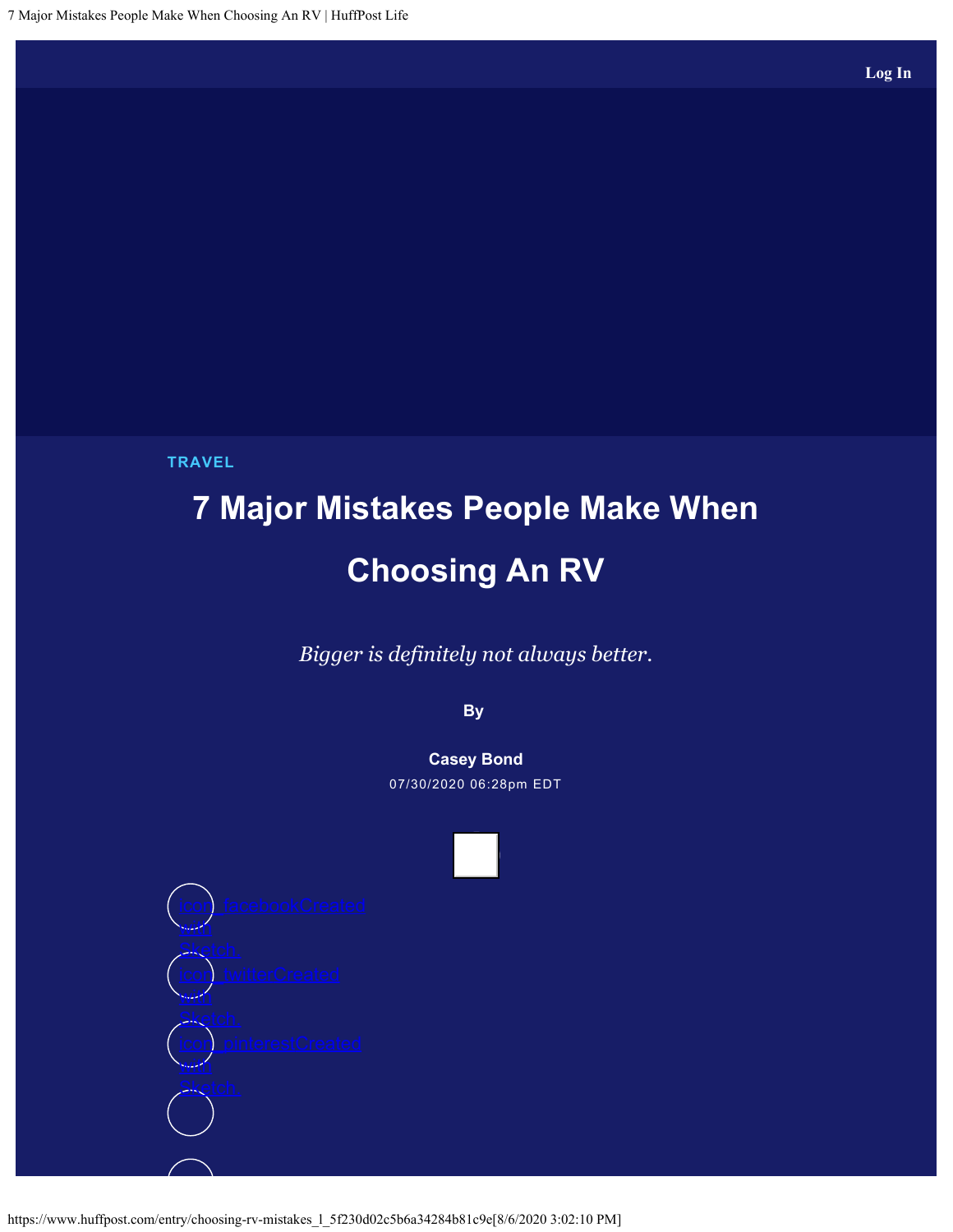TRAVEL

# 7 Major Mistakes People Make When Choosing An RV

*Bigger is definitely not always better.*

By

**Casey Bond**

07/30/2020 06:28pm EDT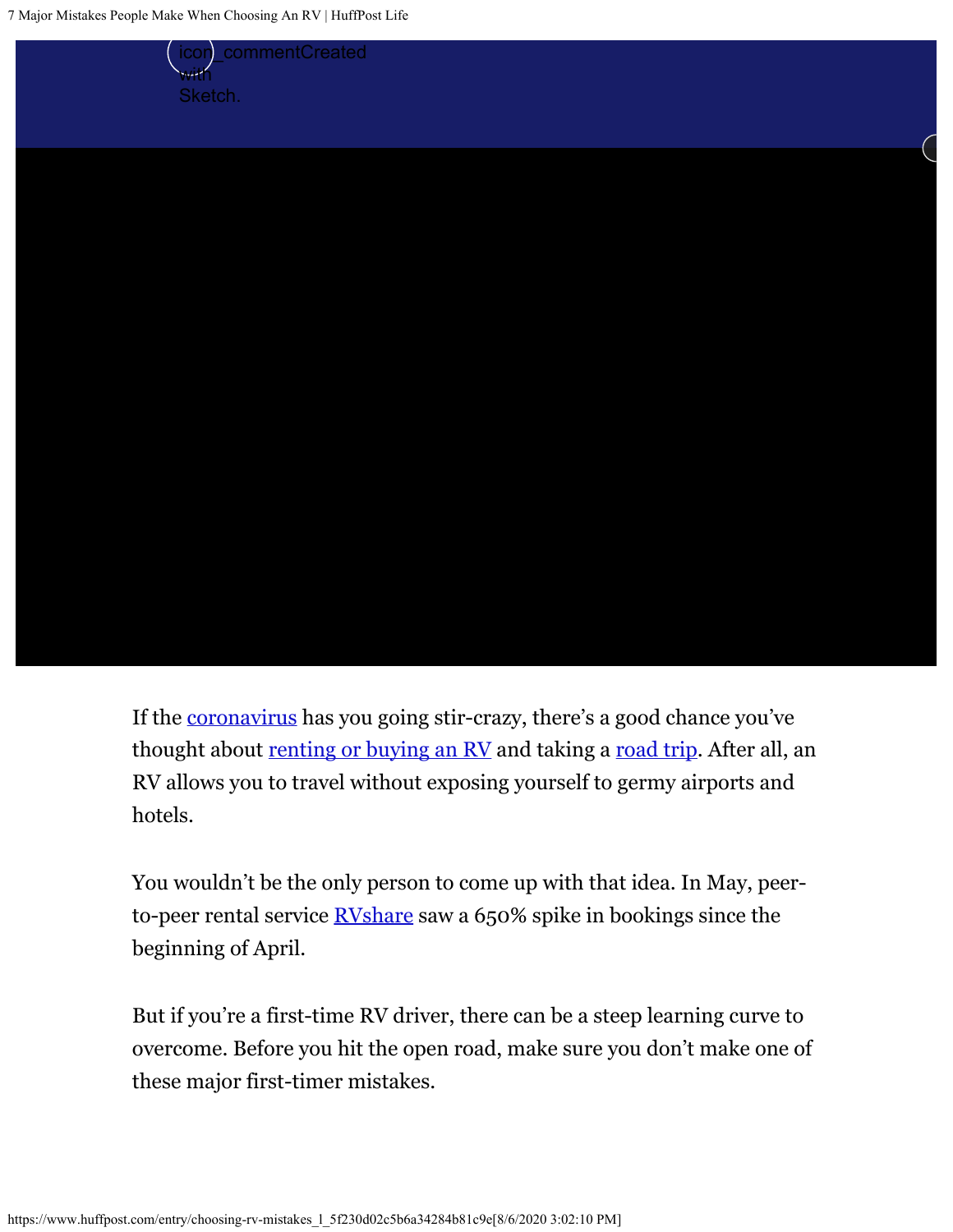If the coronavirus has you going stir-crazy, there's a good chance you've thought about renting or buying an RV and taking a road trip. After all, an RV allows you to travel without exposing yourself to germy airports and hotels.

You wouldn't be the only person to come up with that idea. In May, peer-to-peer rental service RVshare saw a 650% spike in bookings since the beginning of April.

But if you're a first-time RV driver, there can be a steep learning curve to overcome. Before you hit the open road, make sure you don't make one of these major first-timer mistakes.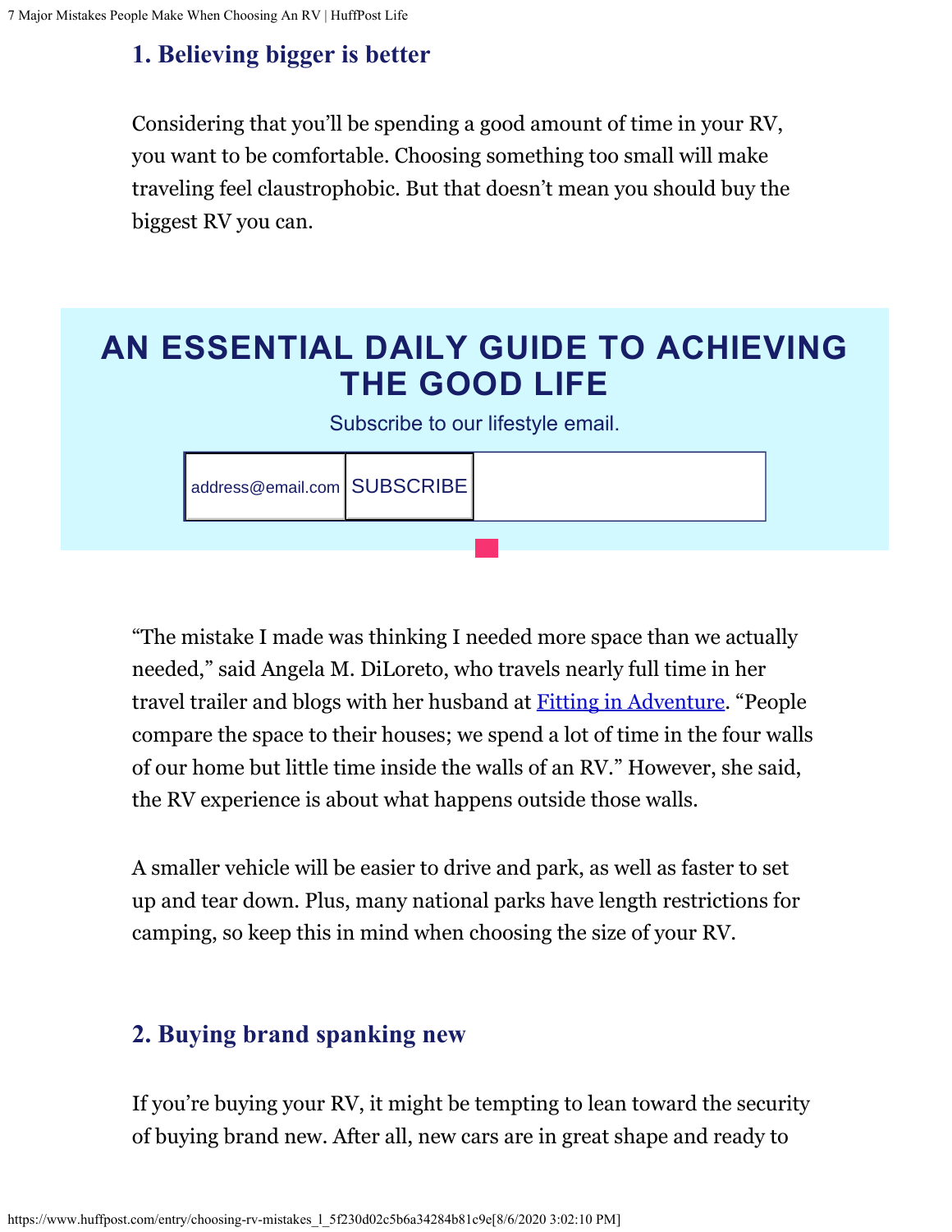## 1. Believing bigger is better

Considering that you'll be spending a good amount of time in your RV, you want to be comfortable. Choosing something too small will make traveling feel claustrophobic. But that doesn't mean you should buy the biggest RV you can.

AN ESSENTIAL DAILY GUIDE TO ACHIEVING THE GOOD LIFE

Subscribe to our lifestyle email.

address@email.com SUBSCRIBE

"The mistake I made was thinking I needed more space than we actually needed," said Angela M. DiLoreto, who travels nearly full time in her travel trailer and blogs with her husband at Fitting in Adventure. "People compare the space to their houses; we spend a lot of time in the four walls of our home but little time inside the walls of an RV." However, she said, the RV experience is about what happens outside those walls.

A smaller vehicle will be easier to drive and park, as well as faster to set up and tear down. Plus, many national parks have length restrictions for camping, so keep this in mind when choosing the size of your RV.

## 2. Buying brand spanking new

If you're buying your RV, it might be tempting to lean toward the security of buying brand new. After all, new cars are in great shape and ready to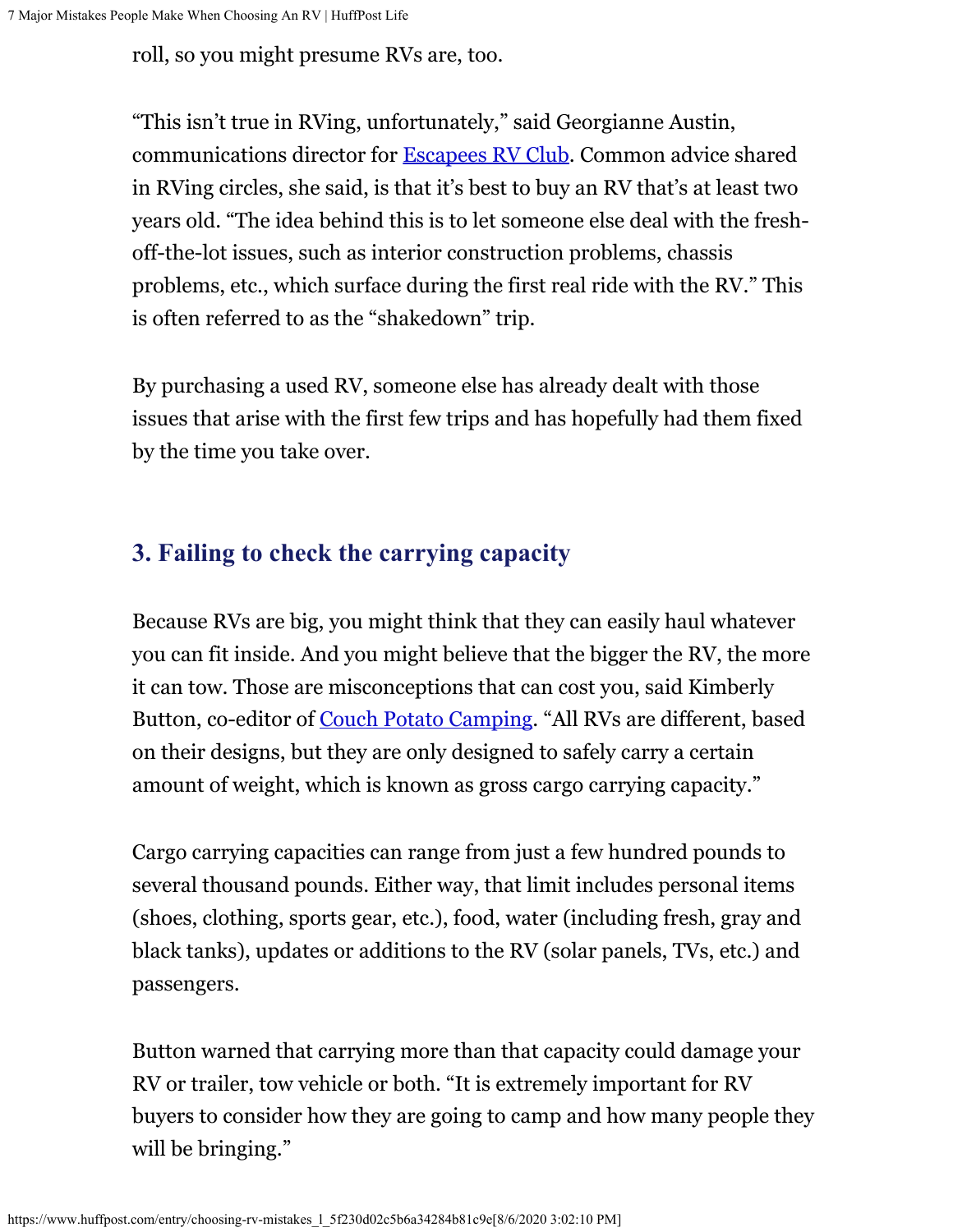roll, so you might presume RVs are, too.

“This isn’t true in RVing, unfortunately,” said Georgianne Austin, communications director for [Escapees RV Club](). Common advice shared in RVing circles, she said, is that it’s best to buy an RV that’s at least two years old. “The idea behind this is to let someone else deal with the fresh-off-the-lot issues, such as interior construction problems, chassis problems, etc., which surface during the first real ride with the RV.” This is often referred to as the “shakedown” trip.

By purchasing a used RV, someone else has already dealt with those issues that arise with the first few trips and has hopefully had them fixed by the time you take over.

## 3. Failing to check the carrying capacity

Because RVs are big, you might think that they can easily haul whatever you can fit inside. And you might believe that the bigger the RV, the more it can tow. Those are misconceptions that can cost you, said Kimberly Button, co-editor of [Couch Potato Camping](). “All RVs are different, based on their designs, but they are only designed to safely carry a certain amount of weight, which is known as gross cargo carrying capacity.”

Cargo carrying capacities can range from just a few hundred pounds to several thousand pounds. Either way, that limit includes personal items (shoes, clothing, sports gear, etc.), food, water (including fresh, gray and black tanks), updates or additions to the RV (solar panels, TVs, etc.) and passengers.

Button warned that carrying more than that capacity could damage your RV or trailer, tow vehicle or both. “It is extremely important for RV buyers to consider how they are going to camp and how many people they will be bringing.”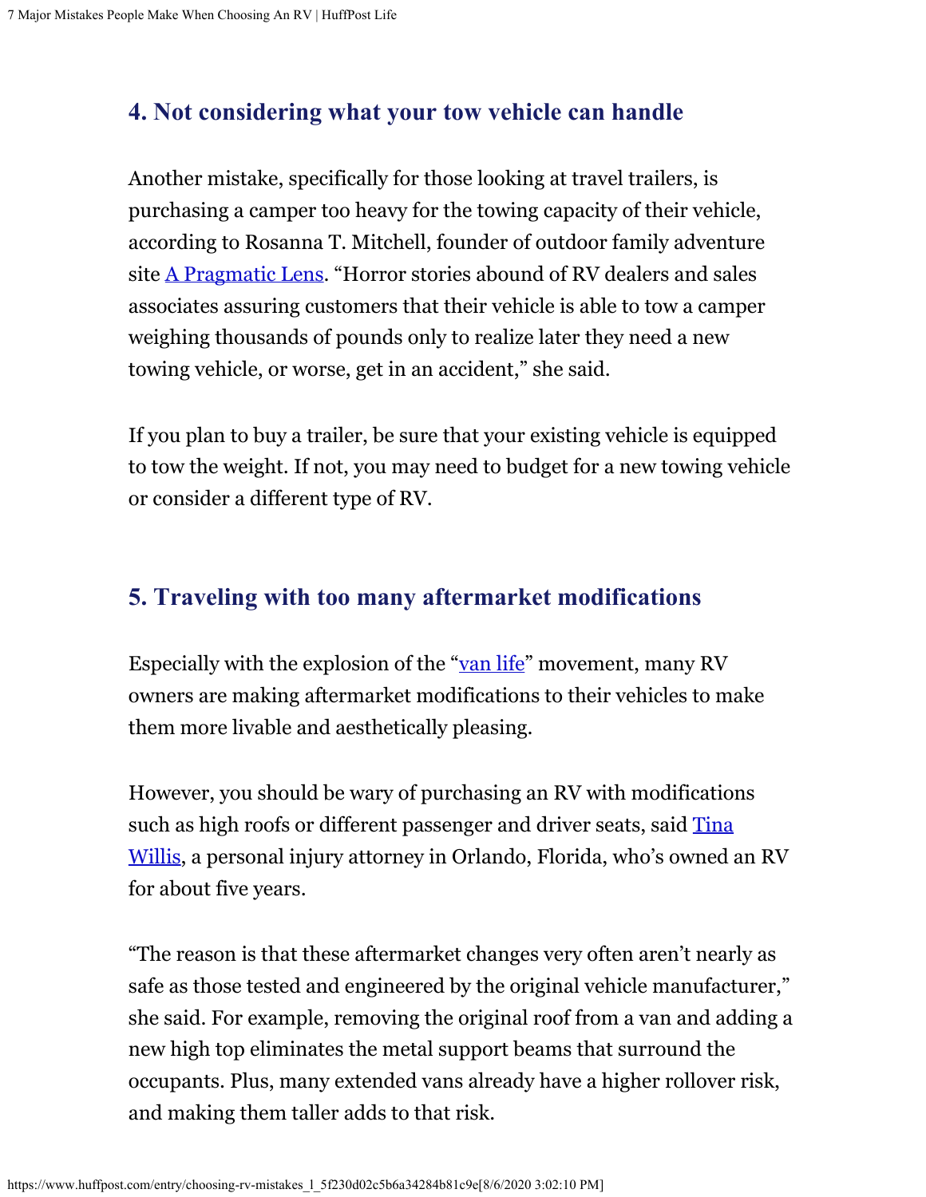## 4. Not considering what your tow vehicle can handle

Another mistake, specifically for those looking at travel trailers, is purchasing a camper too heavy for the towing capacity of their vehicle, according to Rosanna T. Mitchell, founder of outdoor family adventure site A Pragmatic Lens. "Horror stories abound of RV dealers and sales associates assuring customers that their vehicle is able to tow a camper weighing thousands of pounds only to realize later they need a new towing vehicle, or worse, get in an accident," she said.

If you plan to buy a trailer, be sure that your existing vehicle is equipped to tow the weight. If not, you may need to budget for a new towing vehicle or consider a different type of RV.

## 5. Traveling with too many aftermarket modifications

Especially with the explosion of the "van life" movement, many RV owners are making aftermarket modifications to their vehicles to make them more livable and aesthetically pleasing.

However, you should be wary of purchasing an RV with modifications such as high roofs or different passenger and driver seats, said Tina Willis, a personal injury attorney in Orlando, Florida, who's owned an RV for about five years.

"The reason is that these aftermarket changes very often aren't nearly as safe as those tested and engineered by the original vehicle manufacturer," she said. For example, removing the original roof from a van and adding a new high top eliminates the metal support beams that surround the occupants. Plus, many extended vans already have a higher rollover risk, and making them taller adds to that risk.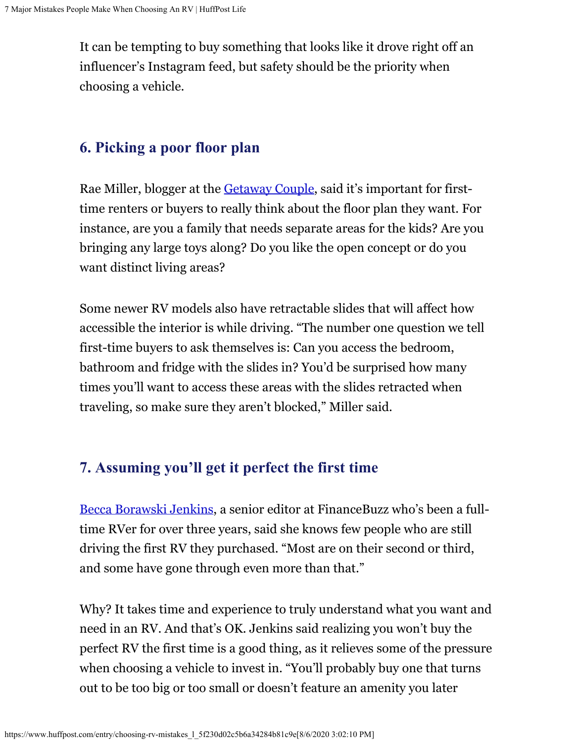It can be tempting to buy something that looks like it drove right off an influencer's Instagram feed, but safety should be the priority when choosing a vehicle.

## 6. Picking a poor floor plan

Rae Miller, blogger at the [Getaway Couple](), said it's important for first-time renters or buyers to really think about the floor plan they want. For instance, are you a family that needs separate areas for the kids? Are you bringing any large toys along? Do you like the open concept or do you want distinct living areas?

Some newer RV models also have retractable slides that will affect how accessible the interior is while driving. "The number one question we tell first-time buyers to ask themselves is: Can you access the bedroom, bathroom and fridge with the slides in? You'd be surprised how many times you'll want to access these areas with the slides retracted when traveling, so make sure they aren't blocked," Miller said.

## 7. Assuming you'll get it perfect the first time

[Becca Borawski Jenkins](), a senior editor at FinanceBuzz who's been a full-time RVer for over three years, said she knows few people who are still driving the first RV they purchased. "Most are on their second or third, and some have gone through even more than that."

Why? It takes time and experience to truly understand what you want and need in an RV. And that's OK. Jenkins said realizing you won't buy the perfect RV the first time is a good thing, as it relieves some of the pressure when choosing a vehicle to invest in. "You'll probably buy one that turns out to be too big or too small or doesn't feature an amenity you later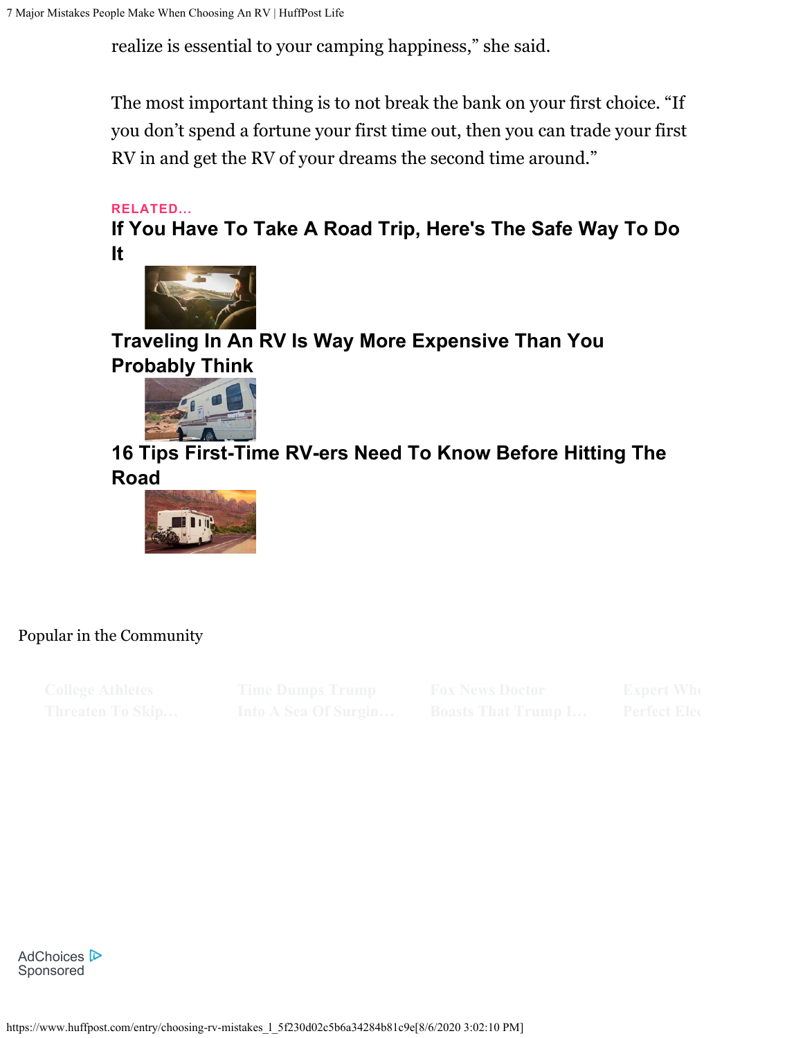realize is essential to your camping happiness," she said.

The most important thing is to not break the bank on your first choice. "If you don't spend a fortune your first time out, then you can trade your first RV in and get the RV of your dreams the second time around."

**RELATED...**

**If You Have To Take A Road Trip, Here's The Safe Way To Do It**

**Traveling In An RV Is Way More Expensive Than You Probably Think**

**16 Tips First-Time RV-ers Need To Know Before Hitting The Road**

Popular in the Community

College Athletes Threaten To Skip… Time Dumps Trump Into A Sea Of Surgin… Fox News Doctor Boasts That Trump I… Expert Who Perfect Elec

AdChoices
Sponsored